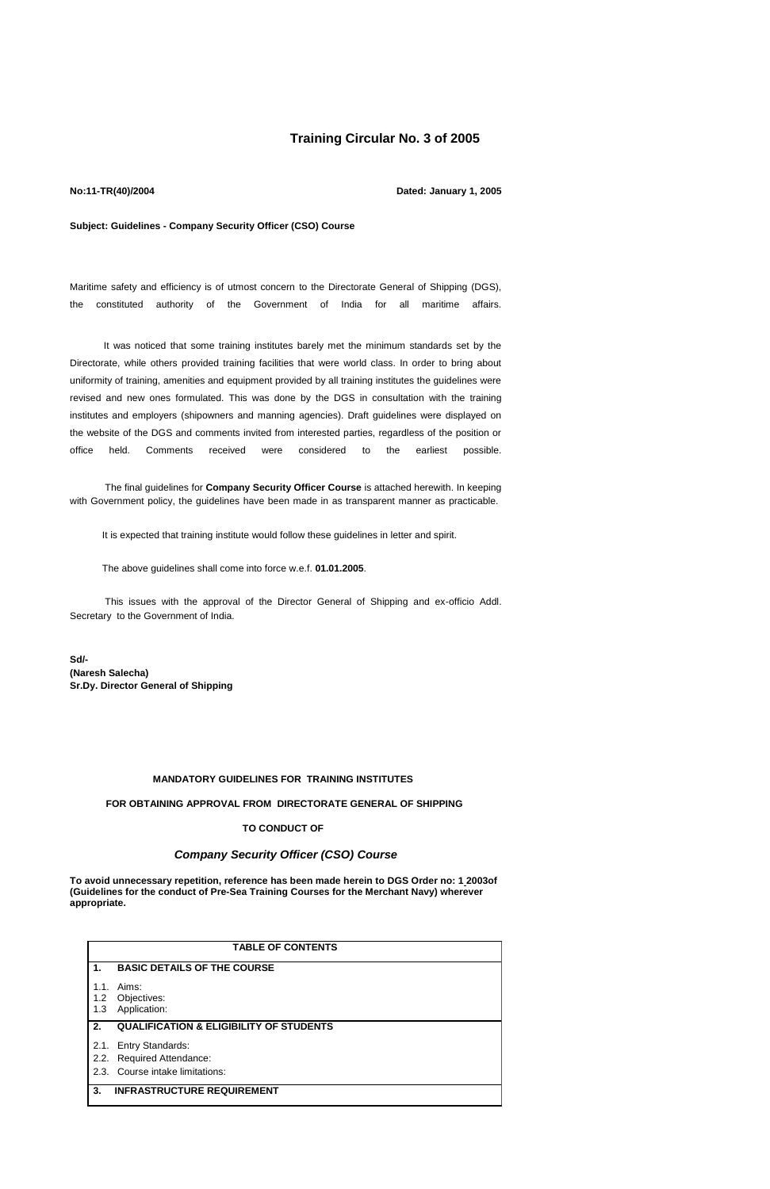# Training Circular No. 3 of 2005

**No:11-TR(40)/2004** **Dated: January 1, 2005**

**Subject: Guidelines - Company Security Officer (CSO) Course**

Maritime safety and efficiency is of utmost concern to the Directorate General of Shipping (DGS), the constituted authority of the Government of India for all maritime affairs.

It was noticed that some training institutes barely met the minimum standards set by the Directorate, while others provided training facilities that were world class. In order to bring about uniformity of training, amenities and equipment provided by all training institutes the guidelines were revised and new ones formulated. This was done by the DGS in consultation with the training institutes and employers (shipowners and manning agencies). Draft guidelines were displayed on the website of the DGS and comments invited from interested parties, regardless of the position or office held. Comments received were considered to the earliest possible.

The final guidelines for **Company Security Officer Course** is attached herewith. In keeping with Government policy, the guidelines have been made in as transparent manner as practicable.

It is expected that training institute would follow these guidelines in letter and spirit.

The above guidelines shall come into force w.e.f. **01.01.2005**.

This issues with the approval of the Director General of Shipping and ex-officio Addl. Secretary to the Government of India.

**Sd/-**
**(Naresh Salecha)**
**Sr.Dy. Director General of Shipping**

**MANDATORY GUIDELINES FOR TRAINING INSTITUTES**

**FOR OBTAINING APPROVAL FROM DIRECTORATE GENERAL OF SHIPPING**

**TO CONDUCT OF**

***Company Security Officer (CSO) Course***

**To avoid unnecessary repetition, reference has been made herein to DGS Order no: 1_2003of (Guidelines for the conduct of Pre-Sea Training Courses for the Merchant Navy) wherever appropriate.**

| TABLE OF CONTENTS | |
|---|---|
| **1.** | **BASIC DETAILS OF THE COURSE** |
| 1.1. | Aims: |
| 1.2 | Objectives: |
| 1.3 | Application: |
| **2.** | **QUALIFICATION & ELIGIBILITY OF STUDENTS** |
| 2.1. | Entry Standards: |
| 2.2. | Required Attendance: |
| 2.3. | Course intake limitations: |
| **3.** | **INFRASTRUCTURE REQUIREMENT** |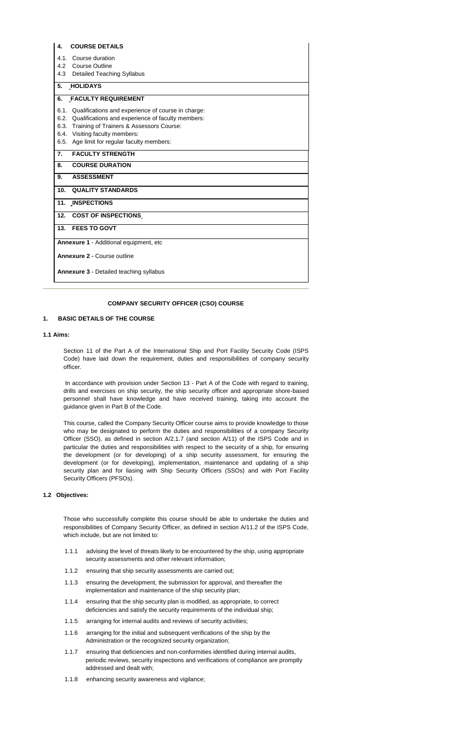**4. COURSE DETAILS**

4.1. Course duration
4.2 Course Outline
4.3 Detailed Teaching Syllabus

**5. HOLIDAYS**

**6. FACULTY REQUIREMENT**

6.1. Qualifications and experience of course in charge:
6.2. Qualifications and experience of faculty members:
6.3. Training of Trainers & Assessors Course:
6.4. Visiting faculty members:
6.5. Age limit for regular faculty members:

**7. FACULTY STRENGTH**

**8. COURSE DURATION**

**9. ASSESSMENT**

**10. QUALITY STANDARDS**

**11. INSPECTIONS**

**12. COST OF INSPECTIONS**

**13. FEES TO GOVT**

**Annexure 1** - Additional equipment, etc

**Annexure 2** - Course outline

**Annexure 3** - Detailed teaching syllabus

---

**COMPANY SECURITY OFFICER (CSO) COURSE**

## 1. BASIC DETAILS OF THE COURSE

### 1.1 Aims:

Section 11 of the Part A of the International Ship and Port Facility Security Code (ISPS Code) have laid down the requirement, duties and responsibilities of company security officer.

In accordance with provision under Section 13 - Part A of the Code with regard to training, drills and exercises on ship security, the ship security officer and appropriate shore-based personnel shall have knowledge and have received training, taking into account the guidance given in Part B of the Code.

This course, called the Company Security Officer course aims to provide knowledge to those who may be designated to perform the duties and responsibilities of a company Security Officer (SSO), as defined in section A/2.1.7 (and section A/11) of the ISPS Code and in particular the duties and responsibilities with respect to the security of a ship, for ensuring the development (or for developing) of a ship security assessment, for ensuring the development (or for developing), implementation, maintenance and updating of a ship security plan and for liasing with Ship Security Officers (SSOs) and with Port Facility Security Officers (PFSOs).

### 1.2 Objectives:

Those who successfully complete this course should be able to undertake the duties and responsibilities of Company Security Officer, as defined in section A/11.2 of the ISPS Code, which include, but are not limited to:

1.1.1 advising the level of threats likely to be encountered by the ship, using appropriate security assessments and other relevant information;

1.1.2 ensuring that ship security assessments are carried out;

1.1.3 ensuring the development, the submission for approval, and thereafter the implementation and maintenance of the ship security plan;

1.1.4 ensuring that the ship security plan is modified, as appropriate, to correct deficiencies and satisfy the security requirements of the individual ship;

1.1.5 arranging for internal audits and reviews of security activities;

1.1.6 arranging for the initial and subsequent verifications of the ship by the Administration or the recognized security organization;

1.1.7 ensuring that deficiencies and non-conformities identified during internal audits, periodic reviews, security inspections and verifications of compliance are promptly addressed and dealt with;

1.1.8 enhancing security awareness and vigilance;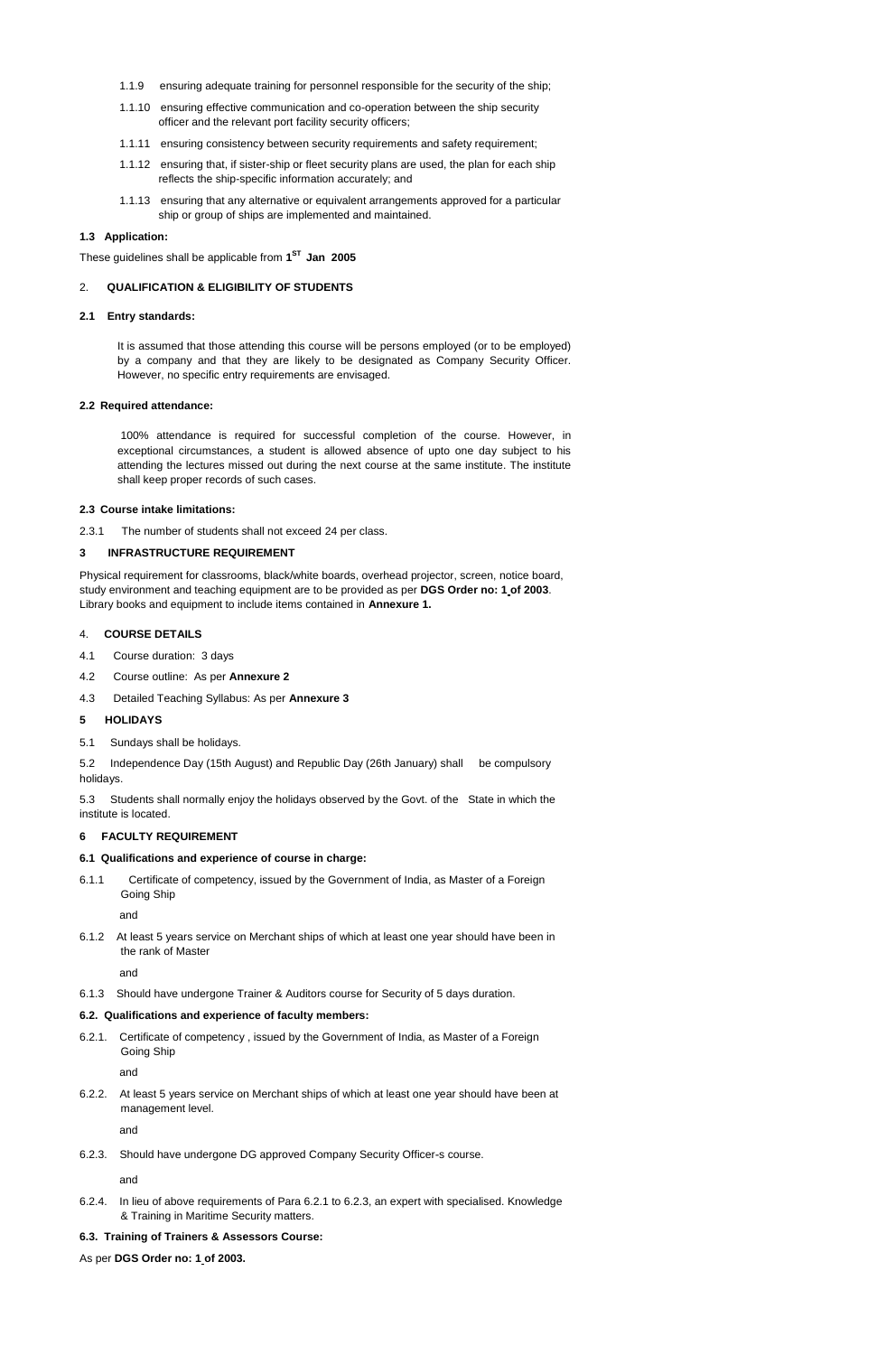1.1.9 ensuring adequate training for personnel responsible for the security of the ship;

1.1.10 ensuring effective communication and co-operation between the ship security officer and the relevant port facility security officers;

1.1.11 ensuring consistency between security requirements and safety requirement;

1.1.12 ensuring that, if sister-ship or fleet security plans are used, the plan for each ship reflects the ship-specific information accurately; and

1.1.13 ensuring that any alternative or equivalent arrangements approved for a particular ship or group of ships are implemented and maintained.

**1.3 Application:**

These guidelines shall be applicable from **1ST Jan 2005**

## 2. QUALIFICATION & ELIGIBILITY OF STUDENTS

**2.1 Entry standards:**

It is assumed that those attending this course will be persons employed (or to be employed) by a company and that they are likely to be designated as Company Security Officer. However, no specific entry requirements are envisaged.

**2.2 Required attendance:**

100% attendance is required for successful completion of the course. However, in exceptional circumstances, a student is allowed absence of upto one day subject to his attending the lectures missed out during the next course at the same institute. The institute shall keep proper records of such cases.

**2.3 Course intake limitations:**

2.3.1 The number of students shall not exceed 24 per class.

## 3 INFRASTRUCTURE REQUIREMENT

Physical requirement for classrooms, black/white boards, overhead projector, screen, notice board, study environment and teaching equipment are to be provided as per **DGS Order no: 1 of 2003**. Library books and equipment to include items contained in **Annexure 1.**

## 4. COURSE DETAILS

4.1 Course duration: 3 days

4.2 Course outline: As per **Annexure 2**

4.3 Detailed Teaching Syllabus: As per **Annexure 3**

## 5 HOLIDAYS

5.1 Sundays shall be holidays.

5.2 Independence Day (15th August) and Republic Day (26th January) shall be compulsory holidays.

5.3 Students shall normally enjoy the holidays observed by the Govt. of the State in which the institute is located.

## 6 FACULTY REQUIREMENT

**6.1 Qualifications and experience of course in charge:**

6.1.1 Certificate of competency, issued by the Government of India, as Master of a Foreign Going Ship

and

6.1.2 At least 5 years service on Merchant ships of which at least one year should have been in the rank of Master

and

6.1.3 Should have undergone Trainer & Auditors course for Security of 5 days duration.

**6.2. Qualifications and experience of faculty members:**

6.2.1. Certificate of competency , issued by the Government of India, as Master of a Foreign Going Ship

and

6.2.2. At least 5 years service on Merchant ships of which at least one year should have been at management level.

and

6.2.3. Should have undergone DG approved Company Security Officer-s course.

and

6.2.4. In lieu of above requirements of Para 6.2.1 to 6.2.3, an expert with specialised. Knowledge & Training in Maritime Security matters.

**6.3. Training of Trainers & Assessors Course:**

As per **DGS Order no: 1 of 2003.**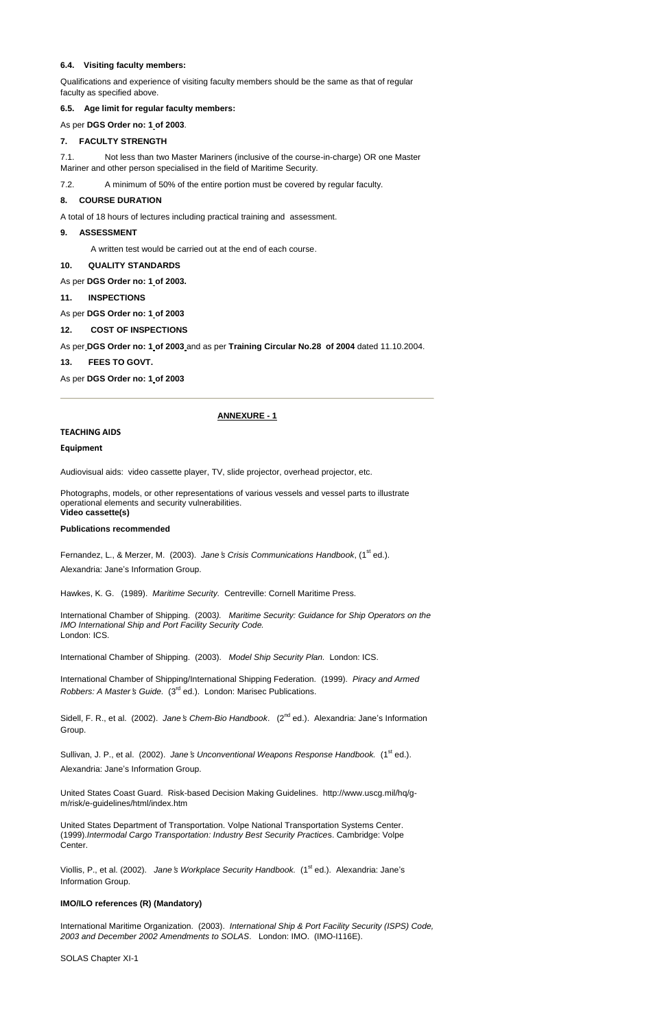**6.4. Visiting faculty members:**

Qualifications and experience of visiting faculty members should be the same as that of regular faculty as specified above.

**6.5. Age limit for regular faculty members:**

As per **DGS Order no: 1 of 2003**.

**7. FACULTY STRENGTH**

7.1. Not less than two Master Mariners (inclusive of the course-in-charge) OR one Master Mariner and other person specialised in the field of Maritime Security.

7.2. A minimum of 50% of the entire portion must be covered by regular faculty.

**8. COURSE DURATION**

A total of 18 hours of lectures including practical training and assessment.

**9. ASSESSMENT**

A written test would be carried out at the end of each course.

**10. QUALITY STANDARDS**

As per **DGS Order no: 1 of 2003.**

**11. INSPECTIONS**

As per **DGS Order no: 1 of 2003**

**12. COST OF INSPECTIONS**

As per **DGS Order no: 1 of 2003** and as per **Training Circular No.28 of 2004** dated 11.10.2004.

**13. FEES TO GOVT.**

As per **DGS Order no: 1 of 2003**

---

**ANNEXURE - 1**

**TEACHING AIDS**

**Equipment**

Audiovisual aids: video cassette player, TV, slide projector, overhead projector, etc.

Photographs, models, or other representations of various vessels and vessel parts to illustrate operational elements and security vulnerabilities.

**Video cassette(s)**

**Publications recommended**

Fernandez, L., & Merzer, M. (2003). *Jane's Crisis Communications Handbook*, (1st ed.). Alexandria: Jane's Information Group.

Hawkes, K. G. (1989). *Maritime Security.* Centreville: Cornell Maritime Press.

International Chamber of Shipping. (2003). *Maritime Security: Guidance for Ship Operators on the IMO International Ship and Port Facility Security Code.* London: ICS.

International Chamber of Shipping. (2003). *Model Ship Security Plan.* London: ICS.

International Chamber of Shipping/International Shipping Federation. (1999). *Piracy and Armed Robbers: A Master's Guide.* (3rd ed.). London: Marisec Publications.

Sidell, F. R., et al. (2002). *Jane's Chem-Bio Handbook*. (2nd ed.). Alexandria: Jane's Information Group.

Sullivan, J. P., et al. (2002). *Jane's Unconventional Weapons Response Handbook.* (1st ed.). Alexandria: Jane's Information Group.

United States Coast Guard. Risk-based Decision Making Guidelines. http://www.uscg.mil/hq/g-m/risk/e-guidelines/html/index.htm

United States Department of Transportation. Volpe National Transportation Systems Center. (1999).*Intermodal Cargo Transportation: Industry Best Security Practices*. Cambridge: Volpe Center.

Viollis, P., et al. (2002). *Jane's Workplace Security Handbook.* (1st ed.). Alexandria: Jane's Information Group.

**IMO/ILO references (R) (Mandatory)**

International Maritime Organization. (2003). *International Ship & Port Facility Security (ISPS) Code, 2003 and December 2002 Amendments to SOLAS.* London: IMO. (IMO-I116E).

SOLAS Chapter XI-1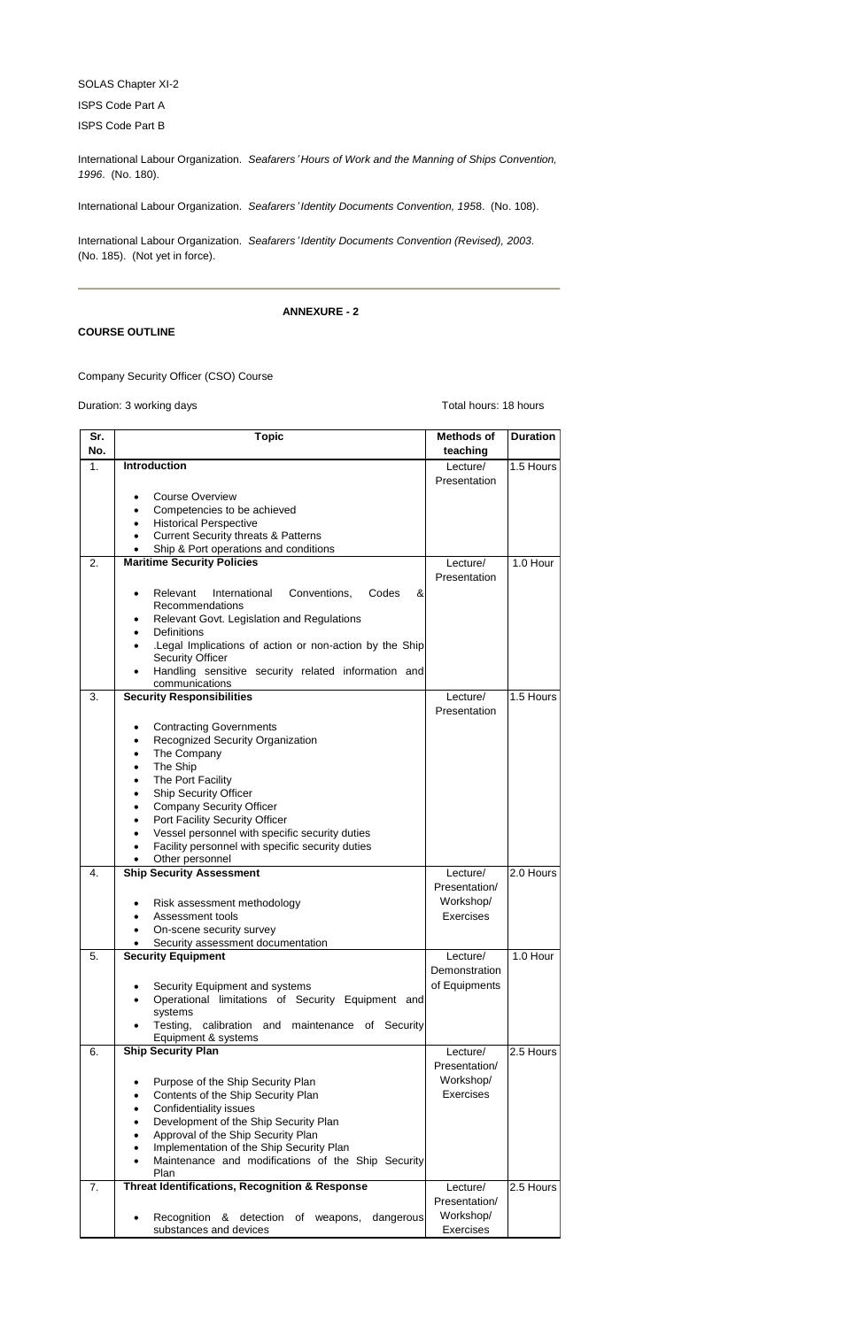SOLAS Chapter XI-2

ISPS Code Part A

ISPS Code Part B

International Labour Organization. *Seafarers' Hours of Work and the Manning of Ships Convention, 1996*. (No. 180).

International Labour Organization. *Seafarers' Identity Documents Convention, 1958*. (No. 108).

International Labour Organization. *Seafarers' Identity Documents Convention (Revised), 2003*. (No. 185). (Not yet in force).

---

**ANNEXURE - 2**

**COURSE OUTLINE**

Company Security Officer (CSO) Course

Duration: 3 working days | Total hours: 18 hours

| Sr. No. | Topic | Methods of teaching | Duration |
|---|---|---|---|
| 1. | **Introduction**<br>• Course Overview<br>• Competencies to be achieved<br>• Historical Perspective<br>• Current Security threats & Patterns<br>• Ship & Port operations and conditions | Lecture/ Presentation | 1.5 Hours |
| 2. | **Maritime Security Policies**<br>• Relevant International Conventions, Codes & Recommendations<br>• Relevant Govt. Legislation and Regulations<br>• Definitions<br>• .Legal Implications of action or non-action by the Ship Security Officer<br>• Handling sensitive security related information and communications | Lecture/ Presentation | 1.0 Hour |
| 3. | **Security Responsibilities**<br>• Contracting Governments<br>• Recognized Security Organization<br>• The Company<br>• The Ship<br>• The Port Facility<br>• Ship Security Officer<br>• Company Security Officer<br>• Port Facility Security Officer<br>• Vessel personnel with specific security duties<br>• Facility personnel with specific security duties<br>• Other personnel | Lecture/ Presentation | 1.5 Hours |
| 4. | **Ship Security Assessment**<br>• Risk assessment methodology<br>• Assessment tools<br>• On-scene security survey<br>• Security assessment documentation | Lecture/ Presentation/ Workshop/ Exercises | 2.0 Hours |
| 5. | **Security Equipment**<br>• Security Equipment and systems<br>• Operational limitations of Security Equipment and systems<br>• Testing, calibration and maintenance of Security Equipment & systems | Lecture/ Demonstration of Equipments | 1.0 Hour |
| 6. | **Ship Security Plan**<br>• Purpose of the Ship Security Plan<br>• Contents of the Ship Security Plan<br>• Confidentiality issues<br>• Development of the Ship Security Plan<br>• Approval of the Ship Security Plan<br>• Implementation of the Ship Security Plan<br>• Maintenance and modifications of the Ship Security Plan | Lecture/ Presentation/ Workshop/ Exercises | 2.5 Hours |
| 7. | **Threat Identifications, Recognition & Response**<br>• Recognition & detection of weapons, dangerous substances and devices | Lecture/ Presentation/ Workshop/ Exercises | 2.5 Hours |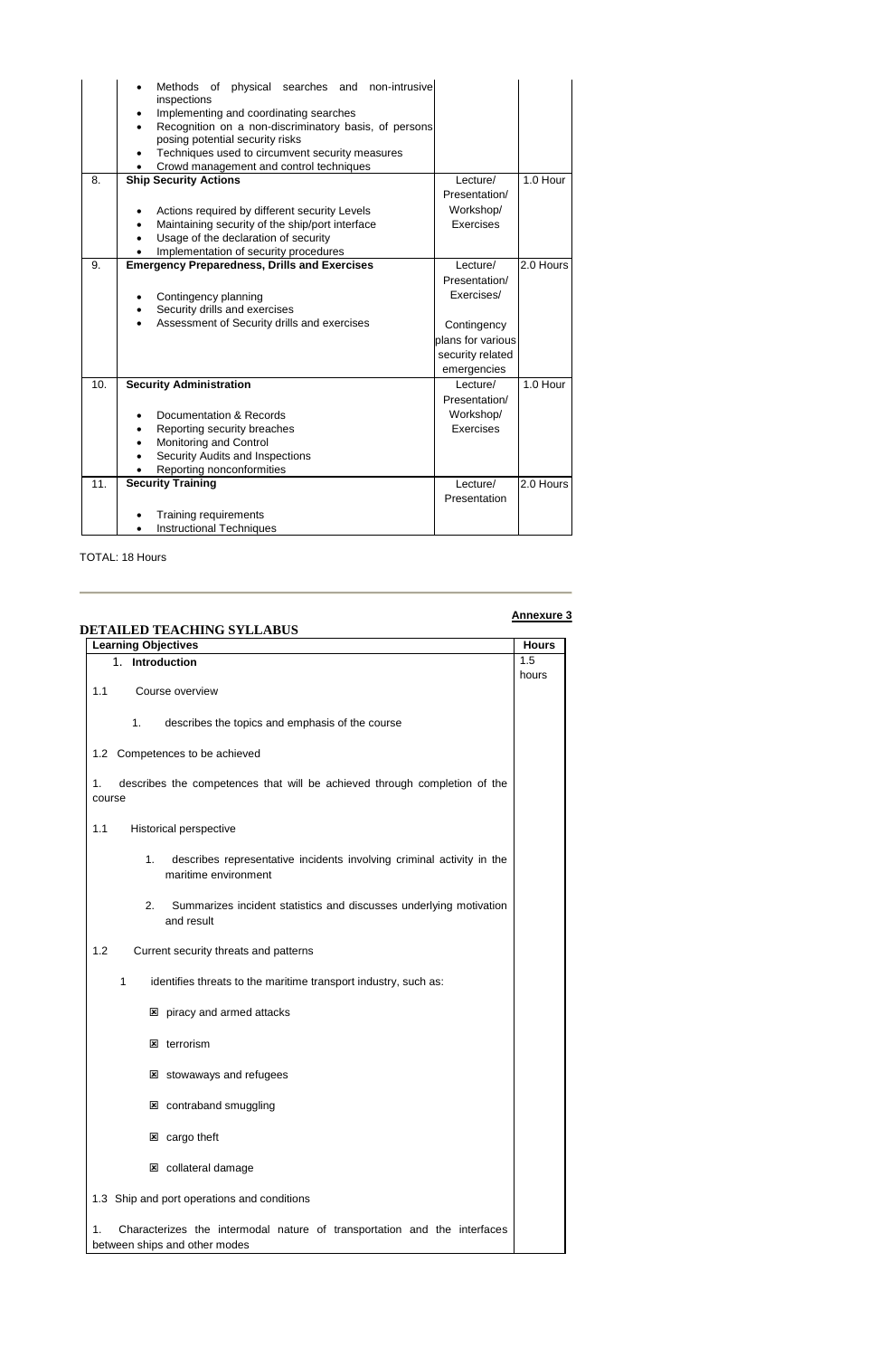| | | | |
|---|---|---|---|
| | • Methods of physical searches and non-intrusive inspections<br>• Implementing and coordinating searches<br>• Recognition on a non-discriminatory basis, of persons posing potential security risks<br>• Techniques used to circumvent security measures<br>• Crowd management and control techniques | | |
| 8. | **Ship Security Actions**<br><br>• Actions required by different security Levels<br>• Maintaining security of the ship/port interface<br>• Usage of the declaration of security<br>• Implementation of security procedures | Lecture/ Presentation/ Workshop/ Exercises | 1.0 Hour |
| 9. | **Emergency Preparedness, Drills and Exercises**<br><br>• Contingency planning<br>• Security drills and exercises<br>• Assessment of Security drills and exercises | Lecture/ Presentation/ Exercises/<br><br>Contingency plans for various security related emergencies | 2.0 Hours |
| 10. | **Security Administration**<br><br>• Documentation & Records<br>• Reporting security breaches<br>• Monitoring and Control<br>• Security Audits and Inspections<br>• Reporting nonconformities | Lecture/ Presentation/ Workshop/ Exercises | 1.0 Hour |
| 11. | **Security Training**<br><br>• Training requirements<br>• Instructional Techniques | Lecture/ Presentation | 2.0 Hours |

TOTAL: 18 Hours

---

**Annexure 3**

## DETAILED TEACHING SYLLABUS

| Learning Objectives | Hours |
|---|---|
| 1. **Introduction**<br><br>1.1 Course overview<br><br>1. describes the topics and emphasis of the course<br><br>1.2 Competences to be achieved<br><br>1. describes the competences that will be achieved through completion of the course<br><br>1.1 Historical perspective<br><br>1. describes representative incidents involving criminal activity in the maritime environment<br><br>2. Summarizes incident statistics and discusses underlying motivation and result<br><br>1.2 Current security threats and patterns<br><br>1 identifies threats to the maritime transport industry, such as:<br><br>☒ piracy and armed attacks<br><br>☒ terrorism<br><br>☒ stowaways and refugees<br><br>☒ contraband smuggling<br><br>☒ cargo theft<br><br>☒ collateral damage<br><br>1.3 Ship and port operations and conditions<br><br>1. Characterizes the intermodal nature of transportation and the interfaces between ships and other modes | 1.5 hours |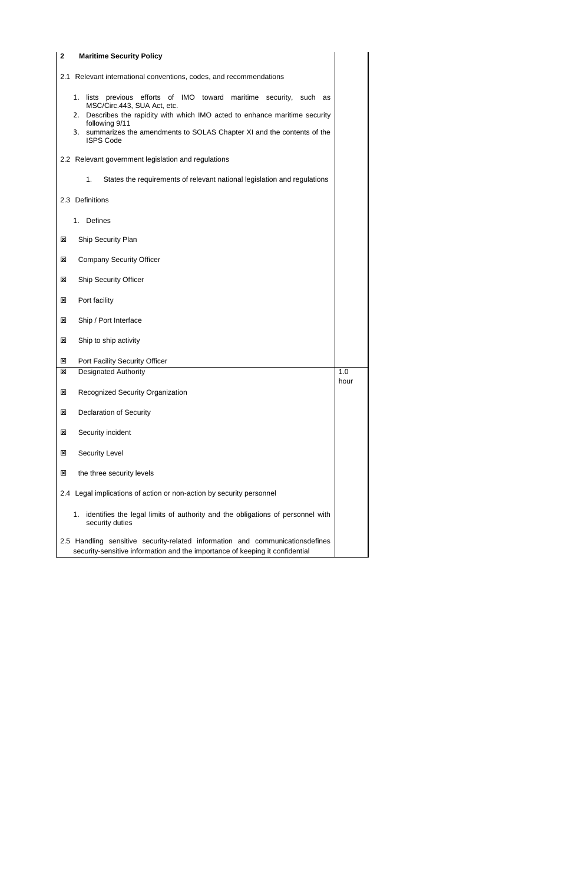| 2 **Maritime Security Policy** | |
|---|---|
| 2.1 Relevant international conventions, codes, and recommendations<br><br>1. lists previous efforts of IMO toward maritime security, such as MSC/Circ.443, SUA Act, etc.<br>2. Describes the rapidity with which IMO acted to enhance maritime security following 9/11<br>3. summarizes the amendments to SOLAS Chapter XI and the contents of the ISPS Code<br><br>2.2 Relevant government legislation and regulations<br><br>1. States the requirements of relevant national legislation and regulations<br><br>2.3 Definitions<br><br>1. Defines<br><br>☒ Ship Security Plan<br>☒ Company Security Officer<br>☒ Ship Security Officer<br>☒ Port facility<br>☒ Ship / Port Interface<br>☒ Ship to ship activity<br>☒ Port Facility Security Officer | |
| ☒ Designated Authority<br>☒ Recognized Security Organization<br>☒ Declaration of Security<br>☒ Security incident<br>☒ Security Level<br>☒ the three security levels<br><br>2.4 Legal implications of action or non-action by security personnel<br><br>1. identifies the legal limits of authority and the obligations of personnel with security duties<br><br>2.5 Handling sensitive security-related information and communicationsdefines security-sensitive information and the importance of keeping it confidential | 1.0 hour |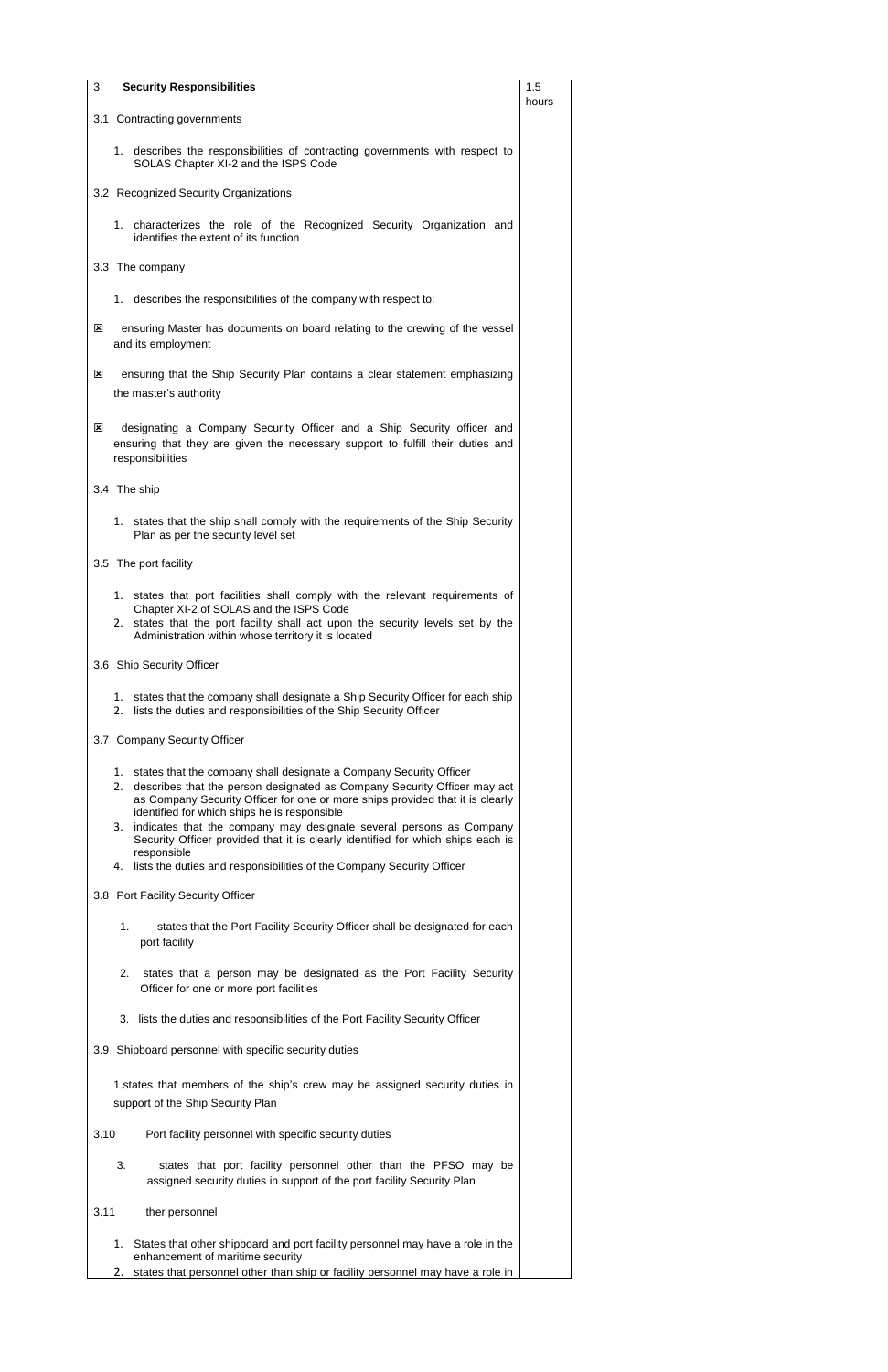| 3 **Security Responsibilities** | 1.5 hours |
|---|---|
| 3.1 Contracting governments<br><br>1. describes the responsibilities of contracting governments with respect to SOLAS Chapter XI-2 and the ISPS Code<br><br>3.2 Recognized Security Organizations<br><br>1. characterizes the role of the Recognized Security Organization and identifies the extent of its function<br><br>3.3 The company<br><br>1. describes the responsibilities of the company with respect to:<br><br>☒ ensuring Master has documents on board relating to the crewing of the vessel and its employment<br><br>☒ ensuring that the Ship Security Plan contains a clear statement emphasizing the master's authority<br><br>☒ designating a Company Security Officer and a Ship Security officer and ensuring that they are given the necessary support to fulfill their duties and responsibilities<br><br>3.4 The ship<br><br>1. states that the ship shall comply with the requirements of the Ship Security Plan as per the security level set<br><br>3.5 The port facility<br><br>1. states that port facilities shall comply with the relevant requirements of Chapter XI-2 of SOLAS and the ISPS Code<br>2. states that the port facility shall act upon the security levels set by the Administration within whose territory it is located<br><br>3.6 Ship Security Officer<br><br>1. states that the company shall designate a Ship Security Officer for each ship<br>2. lists the duties and responsibilities of the Ship Security Officer<br><br>3.7 Company Security Officer<br><br>1. states that the company shall designate a Company Security Officer<br>2. describes that the person designated as Company Security Officer may act as Company Security Officer for one or more ships provided that it is clearly identified for which ships he is responsible<br>3. indicates that the company may designate several persons as Company Security Officer provided that it is clearly identified for which ships each is responsible<br>4. lists the duties and responsibilities of the Company Security Officer<br><br>3.8 Port Facility Security Officer<br><br>1. states that the Port Facility Security Officer shall be designated for each port facility<br><br>2. states that a person may be designated as the Port Facility Security Officer for one or more port facilities<br><br>3. lists the duties and responsibilities of the Port Facility Security Officer<br><br>3.9 Shipboard personnel with specific security duties<br><br>1. states that members of the ship's crew may be assigned security duties in support of the Ship Security Plan<br><br>3.10 Port facility personnel with specific security duties<br><br>3. states that port facility personnel other than the PFSO may be assigned security duties in support of the port facility Security Plan<br><br>3.11 ther personnel<br><br>1. States that other shipboard and port facility personnel may have a role in the enhancement of maritime security<br>2. states that personnel other than ship or facility personnel may have a role in | |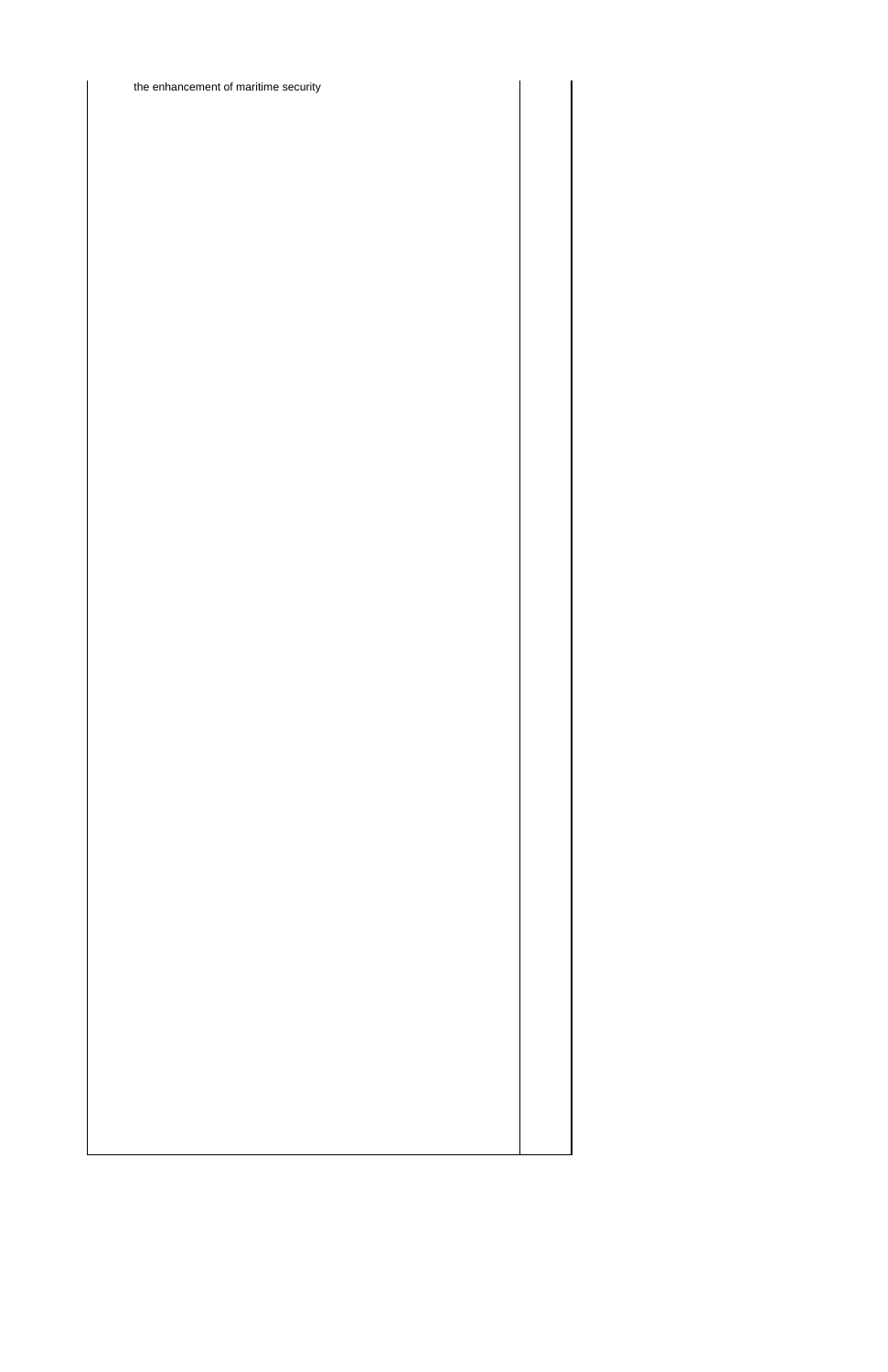| | |
|---|---|
| the enhancement of maritime security | |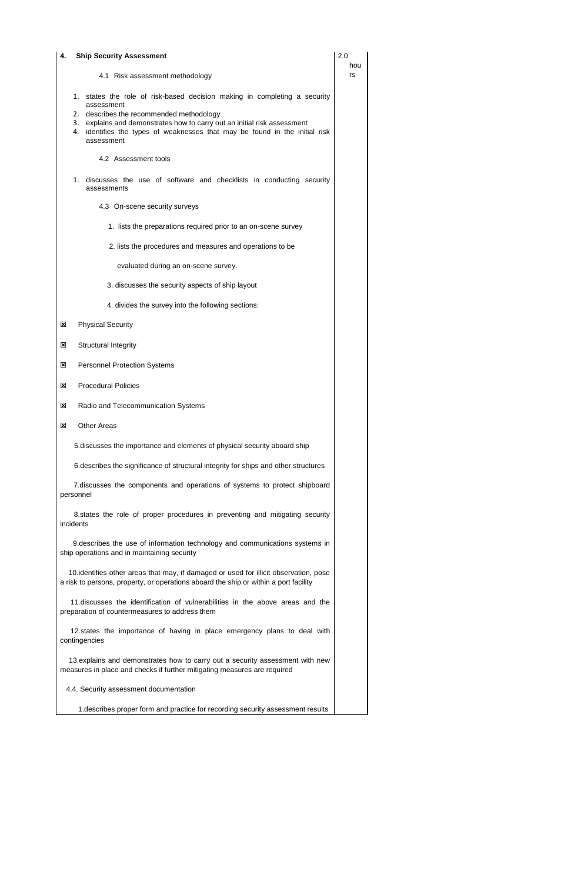| **4. Ship Security Assessment** | 2.0 hours |
|---|---|
| 4.1 Risk assessment methodology<br><br>1. states the role of risk-based decision making in completing a security assessment<br>2. describes the recommended methodology<br>3. explains and demonstrates how to carry out an initial risk assessment<br>4. identifies the types of weaknesses that may be found in the initial risk assessment<br><br>4.2 Assessment tools<br><br>1. discusses the use of software and checklists in conducting security assessments<br><br>4.3 On-scene security surveys<br><br>1. lists the preparations required prior to an on-scene survey<br><br>2. lists the procedures and measures and operations to be evaluated during an on-scene survey.<br><br>3. discusses the security aspects of ship layout<br><br>4. divides the survey into the following sections:<br><br>☒ Physical Security<br>☒ Structural Integrity<br>☒ Personnel Protection Systems<br>☒ Procedural Policies<br>☒ Radio and Telecommunication Systems<br>☒ Other Areas<br><br>5.discusses the importance and elements of physical security aboard ship<br><br>6.describes the significance of structural integrity for ships and other structures<br><br>7.discusses the components and operations of systems to protect shipboard personnel<br><br>8.states the role of proper procedures in preventing and mitigating security incidents<br><br>9.describes the use of information technology and communications systems in ship operations and in maintaining security<br><br>10.identifies other areas that may, if damaged or used for illicit observation, pose a risk to persons, property, or operations aboard the ship or within a port facility<br><br>11.discusses the identification of vulnerabilities in the above areas and the preparation of countermeasures to address them<br><br>12.states the importance of having in place emergency plans to deal with contingencies<br><br>13.explains and demonstrates how to carry out a security assessment with new measures in place and checks if further mitigating measures are required<br><br>4.4. Security assessment documentation<br><br>1.describes proper form and practice for recording security assessment results | |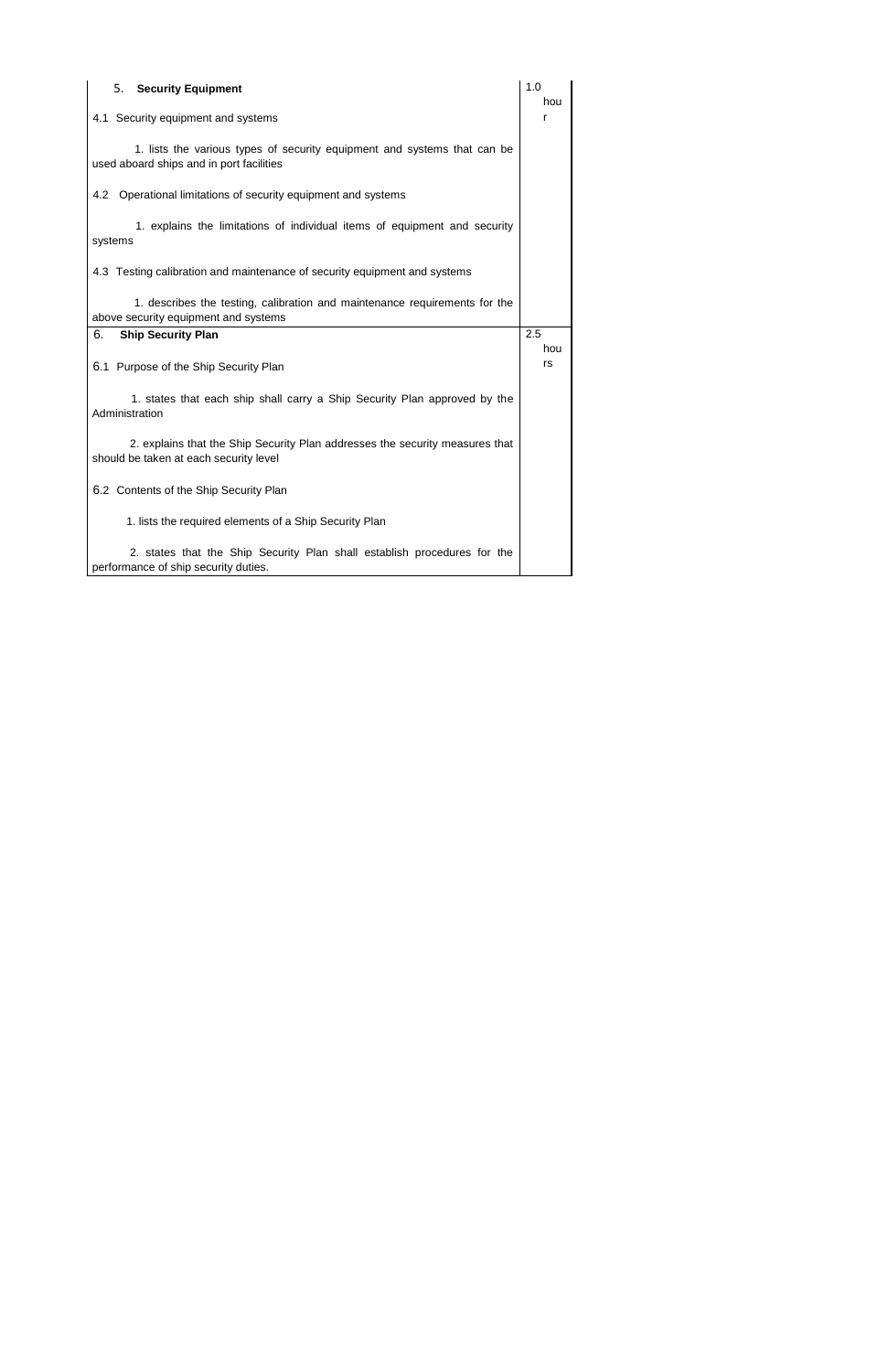| | |
|---|---|
| 5. **Security Equipment**<br><br>4.1 Security equipment and systems<br><br>1. lists the various types of security equipment and systems that can be used aboard ships and in port facilities<br><br>4.2 Operational limitations of security equipment and systems<br><br>1. explains the limitations of individual items of equipment and security systems<br><br>4.3 Testing calibration and maintenance of security equipment and systems<br><br>1. describes the testing, calibration and maintenance requirements for the above security equipment and systems | 1.0 hour |
| 6. **Ship Security Plan**<br><br>6.1 Purpose of the Ship Security Plan<br><br>1. states that each ship shall carry a Ship Security Plan approved by the Administration<br><br>2. explains that the Ship Security Plan addresses the security measures that should be taken at each security level<br><br>6.2 Contents of the Ship Security Plan<br><br>1. lists the required elements of a Ship Security Plan<br><br>2. states that the Ship Security Plan shall establish procedures for the performance of ship security duties. | 2.5 hours |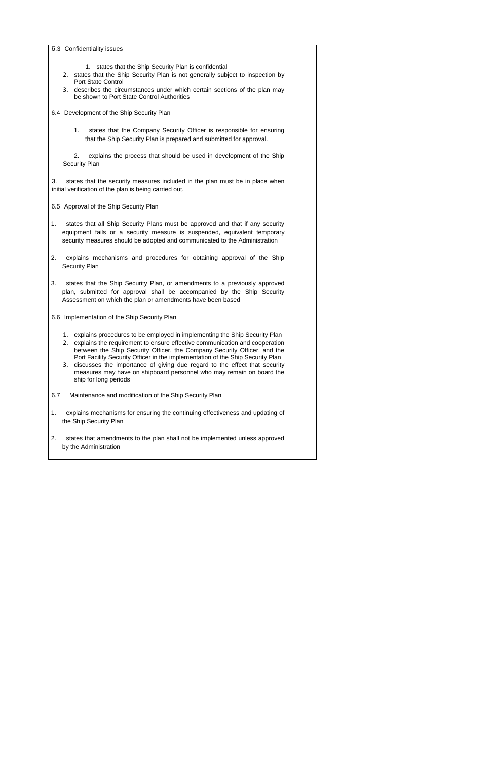| | |
|---|---|
| 6.3 Confidentiality issues<br><br>1. states that the Ship Security Plan is confidential<br>2. states that the Ship Security Plan is not generally subject to inspection by Port State Control<br>3. describes the circumstances under which certain sections of the plan may be shown to Port State Control Authorities<br><br>6.4 Development of the Ship Security Plan<br><br>1. states that the Company Security Officer is responsible for ensuring that the Ship Security Plan is prepared and submitted for approval.<br><br>2. explains the process that should be used in development of the Ship Security Plan<br><br>3. states that the security measures included in the plan must be in place when initial verification of the plan is being carried out.<br><br>6.5 Approval of the Ship Security Plan<br><br>1. states that all Ship Security Plans must be approved and that if any security equipment fails or a security measure is suspended, equivalent temporary security measures should be adopted and communicated to the Administration<br><br>2. explains mechanisms and procedures for obtaining approval of the Ship Security Plan<br><br>3. states that the Ship Security Plan, or amendments to a previously approved plan, submitted for approval shall be accompanied by the Ship Security Assessment on which the plan or amendments have been based<br><br>6.6 Implementation of the Ship Security Plan<br><br>1. explains procedures to be employed in implementing the Ship Security Plan<br>2. explains the requirement to ensure effective communication and cooperation between the Ship Security Officer, the Company Security Officer, and the Port Facility Security Officer in the implementation of the Ship Security Plan<br>3. discusses the importance of giving due regard to the effect that security measures may have on shipboard personnel who may remain on board the ship for long periods<br><br>6.7 Maintenance and modification of the Ship Security Plan<br><br>1. explains mechanisms for ensuring the continuing effectiveness and updating of the Ship Security Plan<br><br>2. states that amendments to the plan shall not be implemented unless approved by the Administration | |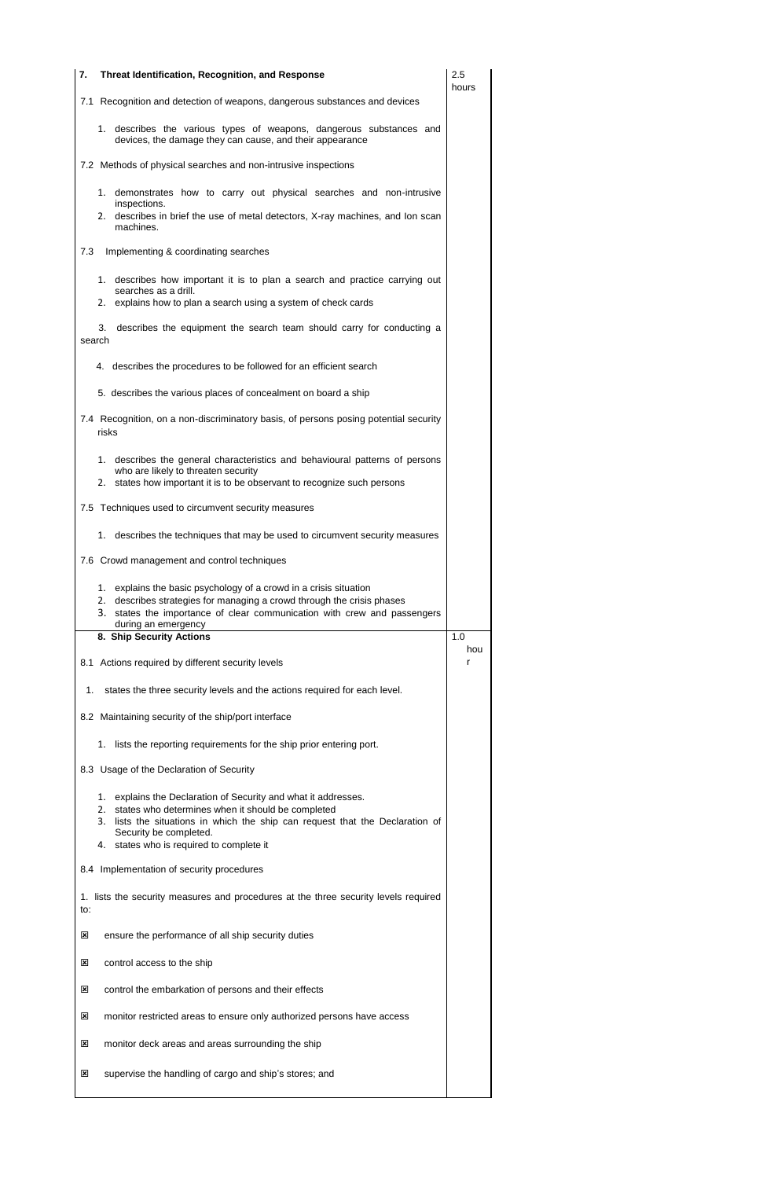| | |
|---|---|
| **7. Threat Identification, Recognition, and Response**<br><br>7.1 Recognition and detection of weapons, dangerous substances and devices<br><br>1. describes the various types of weapons, dangerous substances and devices, the damage they can cause, and their appearance<br><br>7.2 Methods of physical searches and non-intrusive inspections<br><br>1. demonstrates how to carry out physical searches and non-intrusive inspections.<br>2. describes in brief the use of metal detectors, X-ray machines, and Ion scan machines.<br><br>7.3 Implementing & coordinating searches<br><br>1. describes how important it is to plan a search and practice carrying out searches as a drill.<br>2. explains how to plan a search using a system of check cards<br>3. describes the equipment the search team should carry for conducting a search<br>4. describes the procedures to be followed for an efficient search<br>5. describes the various places of concealment on board a ship<br><br>7.4 Recognition, on a non-discriminatory basis, of persons posing potential security risks<br><br>1. describes the general characteristics and behavioural patterns of persons who are likely to threaten security<br>2. states how important it is to be observant to recognize such persons<br><br>7.5 Techniques used to circumvent security measures<br><br>1. describes the techniques that may be used to circumvent security measures<br><br>7.6 Crowd management and control techniques<br><br>1. explains the basic psychology of a crowd in a crisis situation<br>2. describes strategies for managing a crowd through the crisis phases<br>3. states the importance of clear communication with crew and passengers during an emergency | 2.5 hours |
| **8. Ship Security Actions**<br><br>8.1 Actions required by different security levels<br><br>1. states the three security levels and the actions required for each level.<br><br>8.2 Maintaining security of the ship/port interface<br><br>1. lists the reporting requirements for the ship prior entering port.<br><br>8.3 Usage of the Declaration of Security<br><br>1. explains the Declaration of Security and what it addresses.<br>2. states who determines when it should be completed<br>3. lists the situations in which the ship can request that the Declaration of Security be completed.<br>4. states who is required to complete it<br><br>8.4 Implementation of security procedures<br><br>1. lists the security measures and procedures at the three security levels required to:<br><br>☒ ensure the performance of all ship security duties<br>☒ control access to the ship<br>☒ control the embarkation of persons and their effects<br>☒ monitor restricted areas to ensure only authorized persons have access<br>☒ monitor deck areas and areas surrounding the ship<br>☒ supervise the handling of cargo and ship's stores; and | 1.0 hour |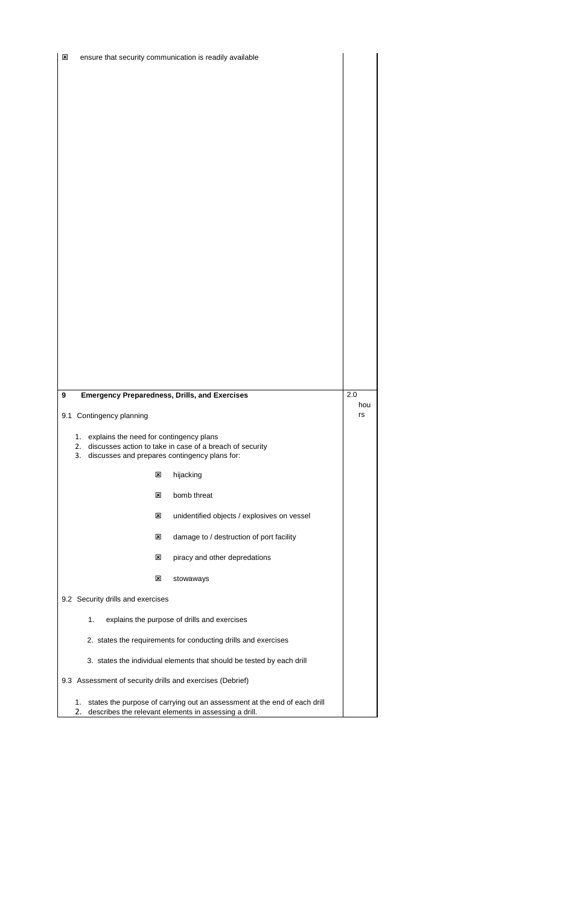| | |
|---|---|
| ☒ ensure that security communication is readily available | |
| **9 Emergency Preparedness, Drills, and Exercises**<br><br>9.1 Contingency planning<br><br>1. explains the need for contingency plans<br>2. discusses action to take in case of a breach of security<br>3. discusses and prepares contingency plans for:<br><br>☒ hijacking<br><br>☒ bomb threat<br><br>☒ unidentified objects / explosives on vessel<br><br>☒ damage to / destruction of port facility<br><br>☒ piracy and other depredations<br><br>☒ stowaways<br><br>9.2 Security drills and exercises<br><br>1. explains the purpose of drills and exercises<br><br>2. states the requirements for conducting drills and exercises<br><br>3. states the individual elements that should be tested by each drill<br><br>9.3 Assessment of security drills and exercises (Debrief)<br><br>1. states the purpose of carrying out an assessment at the end of each drill<br>2. describes the relevant elements in assessing a drill. | 2.0 hours |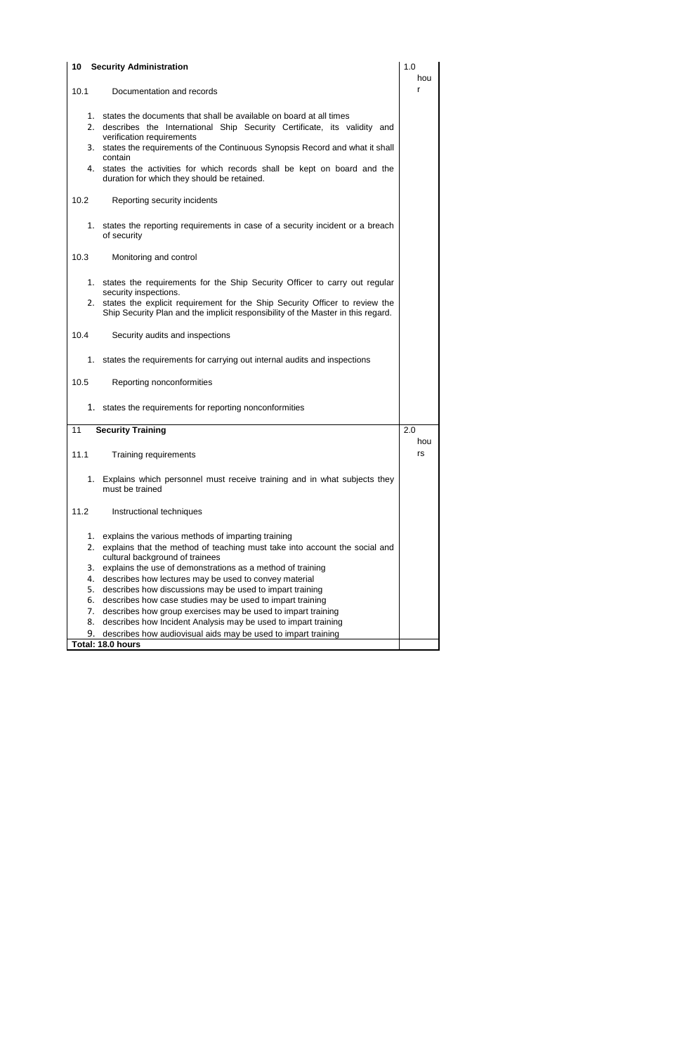| | |
|---|---|
| **10 Security Administration**<br><br>10.1 Documentation and records<br><br>1. states the documents that shall be available on board at all times<br>2. describes the International Ship Security Certificate, its validity and verification requirements<br>3. states the requirements of the Continuous Synopsis Record and what it shall contain<br>4. states the activities for which records shall be kept on board and the duration for which they should be retained.<br><br>10.2 Reporting security incidents<br><br>1. states the reporting requirements in case of a security incident or a breach of security<br><br>10.3 Monitoring and control<br><br>1. states the requirements for the Ship Security Officer to carry out regular security inspections.<br>2. states the explicit requirement for the Ship Security Officer to review the Ship Security Plan and the implicit responsibility of the Master in this regard.<br><br>10.4 Security audits and inspections<br><br>1. states the requirements for carrying out internal audits and inspections<br><br>10.5 Reporting nonconformities<br><br>1. states the requirements for reporting nonconformities | 1.0 hour |
| **11 Security Training**<br><br>11.1 Training requirements<br><br>1. Explains which personnel must receive training and in what subjects they must be trained<br><br>11.2 Instructional techniques<br><br>1. explains the various methods of imparting training<br>2. explains that the method of teaching must take into account the social and cultural background of trainees<br>3. explains the use of demonstrations as a method of training<br>4. describes how lectures may be used to convey material<br>5. describes how discussions may be used to impart training<br>6. describes how case studies may be used to impart training<br>7. describes how group exercises may be used to impart training<br>8. describes how Incident Analysis may be used to impart training<br>9. describes how audiovisual aids may be used to impart training | 2.0 hours |
| **Total: 18.0 hours** | |